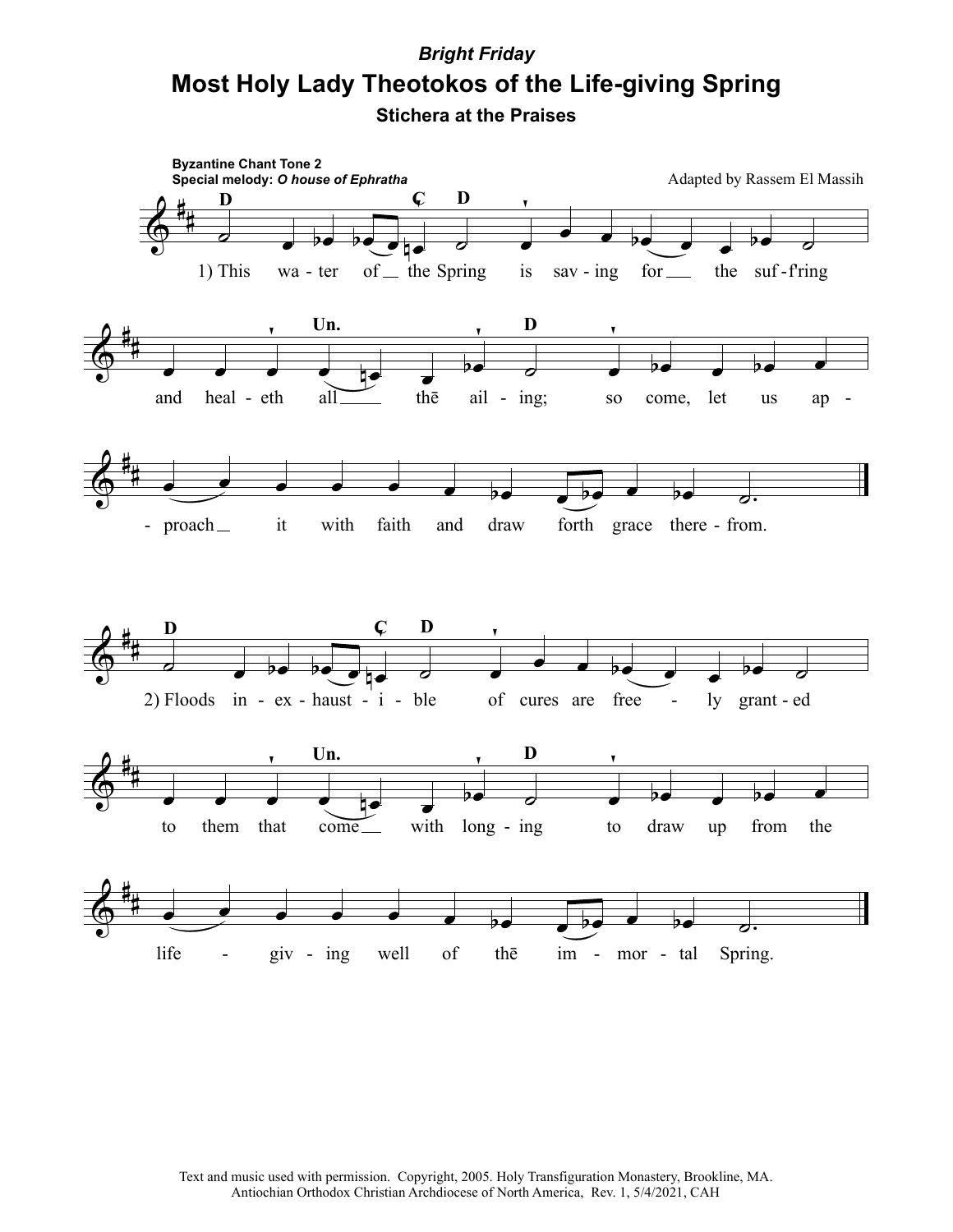*Bright Friday*

# Most Holy Lady Theotokos of the Life-giving Spring

## Stichera at the Praises

**Byzantine Chant Tone 2**
**Special melody:** ***O house of Ephratha***

Adapted by Rassem El Massih

1) This water of the Spring is saving for the suff'ring and healeth all the ailing; so come, let us approach it with faith and draw forth grace therefrom.

2) Floods inexhaustible of cures are freely granted to them that come with longing to draw up from the life-giving well of the immortal Spring.

Text and music used with permission. Copyright, 2005. Holy Transfiguration Monastery, Brookline, MA.
Antiochian Orthodox Christian Archdiocese of North America, Rev. 1, 5/4/2021, CAH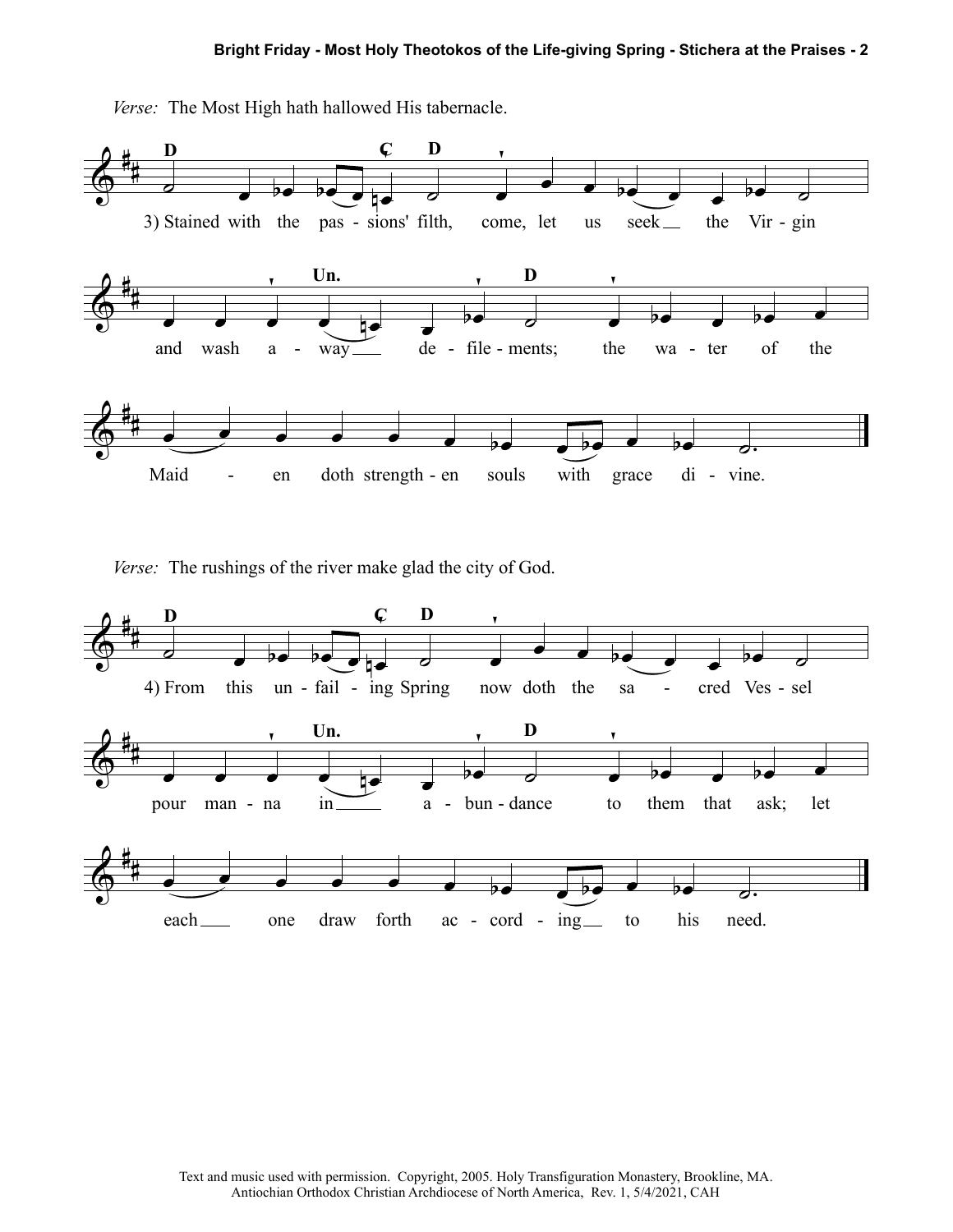*Verse:* The Most High hath hallowed His tabernacle.

3) Stained with the passions' filth, come, let us seek the Virgin and wash away defilements; the water of the Maiden doth strengthen souls with grace divine.

*Verse:* The rushings of the river make glad the city of God.

4) From this unfailing Spring now doth the sacred Vessel pour manna in abundance to them that ask; let each one draw forth according to his need.

Text and music used with permission. Copyright, 2005. Holy Transfiguration Monastery, Brookline, MA.
Antiochian Orthodox Christian Archdiocese of North America, Rev. 1, 5/4/2021, CAH